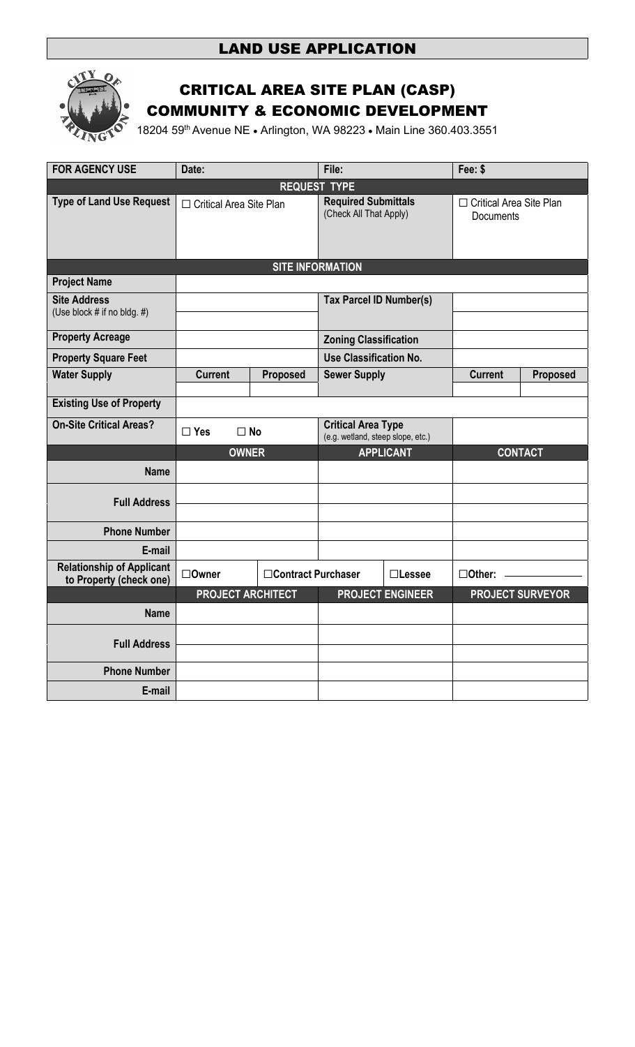# LAND USE APPLICATION

## CRITICAL AREA SITE PLAN (CASP)
## COMMUNITY & ECONOMIC DEVELOPMENT

18204 59th Avenue NE • Arlington, WA 98223 • Main Line 360.403.3551

| FOR AGENCY USE | Date: | | File: | | Fee: $ | |
|---|---|---|---|---|---|---|
| **REQUEST TYPE** | | | | | | |
| **Type of Land Use Request** | ☐ Critical Area Site Plan | | **Required Submittals** (Check All That Apply) | | ☐ Critical Area Site Plan Documents | |
| **SITE INFORMATION** | | | | | | |
| **Project Name** | | | | | | |
| **Site Address** (Use block # if no bldg. #) | | | **Tax Parcel ID Number(s)** | | | |
| **Property Acreage** | | | **Zoning Classification** | | | |
| **Property Square Feet** | | | **Use Classification No.** | | | |
| **Water Supply** | **Current** | **Proposed** | **Sewer Supply** | | **Current** | **Proposed** |
| **Existing Use of Property** | | | | | | |
| **On-Site Critical Areas?** | ☐ Yes ☐ No | | **Critical Area Type** (e.g. wetland, steep slope, etc.) | | | |
| | **OWNER** | | **APPLICANT** | | **CONTACT** | |
| **Name** | | | | | | |
| **Full Address** | | | | | | |
| **Phone Number** | | | | | | |
| **E-mail** | | | | | | |
| **Relationship of Applicant to Property (check one)** | ☐Owner | ☐Contract Purchaser | | ☐Lessee | ☐Other: | |
| | **PROJECT ARCHITECT** | | **PROJECT ENGINEER** | | **PROJECT SURVEYOR** | |
| **Name** | | | | | | |
| **Full Address** | | | | | | |
| **Phone Number** | | | | | | |
| **E-mail** | | | | | | |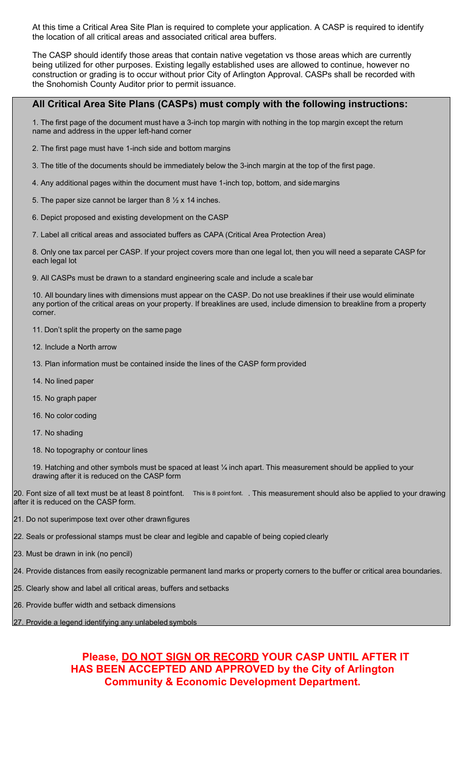At this time a Critical Area Site Plan is required to complete your application. A CASP is required to identify the location of all critical areas and associated critical area buffers.

The CASP should identify those areas that contain native vegetation vs those areas which are currently being utilized for other purposes. Existing legally established uses are allowed to continue, however no construction or grading is to occur without prior City of Arlington Approval. CASPs shall be recorded with the Snohomish County Auditor prior to permit issuance.

## All Critical Area Site Plans (CASPs) must comply with the following instructions:

1. The first page of the document must have a 3-inch top margin with nothing in the top margin except the return name and address in the upper left-hand corner
2. The first page must have 1-inch side and bottom margins
3. The title of the documents should be immediately below the 3-inch margin at the top of the first page.
4. Any additional pages within the document must have 1-inch top, bottom, and side margins
5. The paper size cannot be larger than 8 ½ x 14 inches.
6. Depict proposed and existing development on the CASP
7. Label all critical areas and associated buffers as CAPA (Critical Area Protection Area)
8. Only one tax parcel per CASP. If your project covers more than one legal lot, then you will need a separate CASP for each legal lot
9. All CASPs must be drawn to a standard engineering scale and include a scale bar
10. All boundary lines with dimensions must appear on the CASP. Do not use breaklines if their use would eliminate any portion of the critical areas on your property. If breaklines are used, include dimension to breakline from a property corner.
11. Don't split the property on the same page
12. Include a North arrow
13. Plan information must be contained inside the lines of the CASP form provided
14. No lined paper
15. No graph paper
16. No color coding
17. No shading
18. No topography or contour lines
19. Hatching and other symbols must be spaced at least ¼ inch apart. This measurement should be applied to your drawing after it is reduced on the CASP form
20. Font size of all text must be at least 8 point font. This is 8 point font. . This measurement should also be applied to your drawing after it is reduced on the CASP form.
21. Do not superimpose text over other drawn figures
22. Seals or professional stamps must be clear and legible and capable of being copied clearly
23. Must be drawn in ink (no pencil)
24. Provide distances from easily recognizable permanent land marks or property corners to the buffer or critical area boundaries.
25. Clearly show and label all critical areas, buffers and setbacks
26. Provide buffer width and setback dimensions
27. Provide a legend identifying any unlabeled symbols

**Please, DO NOT SIGN OR RECORD YOUR CASP UNTIL AFTER IT HAS BEEN ACCEPTED AND APPROVED by the City of Arlington Community & Economic Development Department.**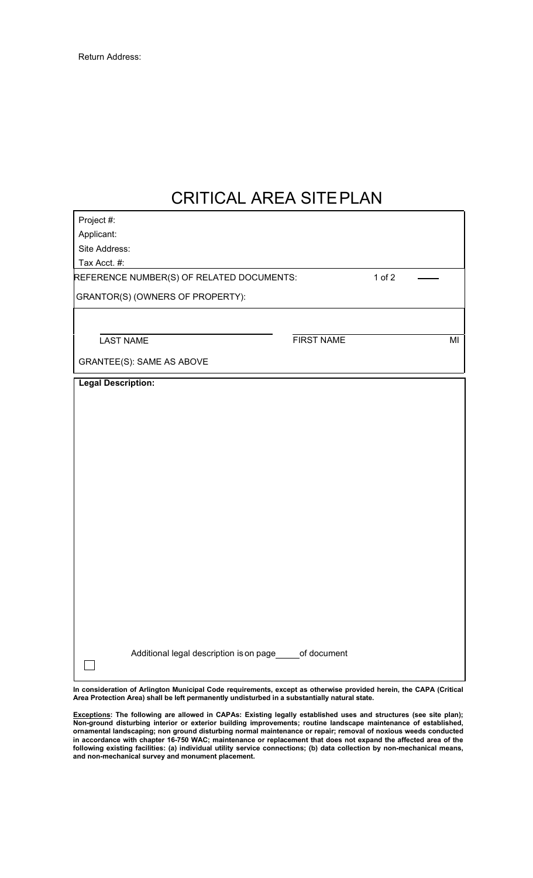Return Address:

# CRITICAL AREA SITE PLAN

Project #:

Applicant:

Site Address:

Tax Acct. #:

REFERENCE NUMBER(S) OF RELATED DOCUMENTS: 1 of 2 ____

GRANTOR(S) (OWNERS OF PROPERTY):

| LAST NAME | FIRST NAME | MI |
|---|---|---|
| | | |

GRANTEE(S): SAME AS ABOVE

**Legal Description:**

☐ Additional legal description is on page_____of document

**In consideration of Arlington Municipal Code requirements, except as otherwise provided herein, the CAPA (Critical Area Protection Area) shall be left permanently undisturbed in a substantially natural state.**

**<u>Exceptions</u>: The following are allowed in CAPAs: Existing legally established uses and structures (see site plan); Non-ground disturbing interior or exterior building improvements; routine landscape maintenance of established, ornamental landscaping; non ground disturbing normal maintenance or repair; removal of noxious weeds conducted in accordance with chapter 16-750 WAC; maintenance or replacement that does not expand the affected area of the following existing facilities: (a) individual utility service connections; (b) data collection by non-mechanical means, and non-mechanical survey and monument placement.**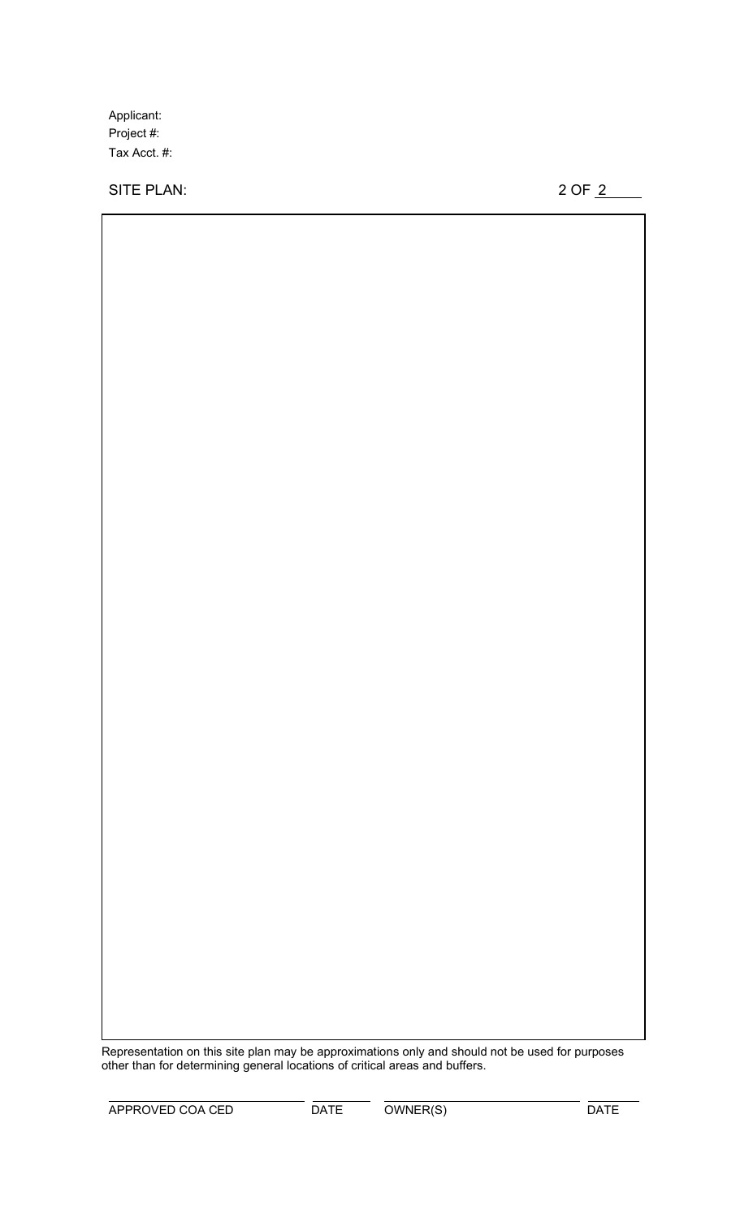Applicant:

Project #:

Tax Acct. #:

SITE PLAN: 2 OF 2

Representation on this site plan may be approximations only and should not be used for purposes other than for determining general locations of critical areas and buffers.

| APPROVED COA CED | DATE | OWNER(S) | DATE |
|---|---|---|---|